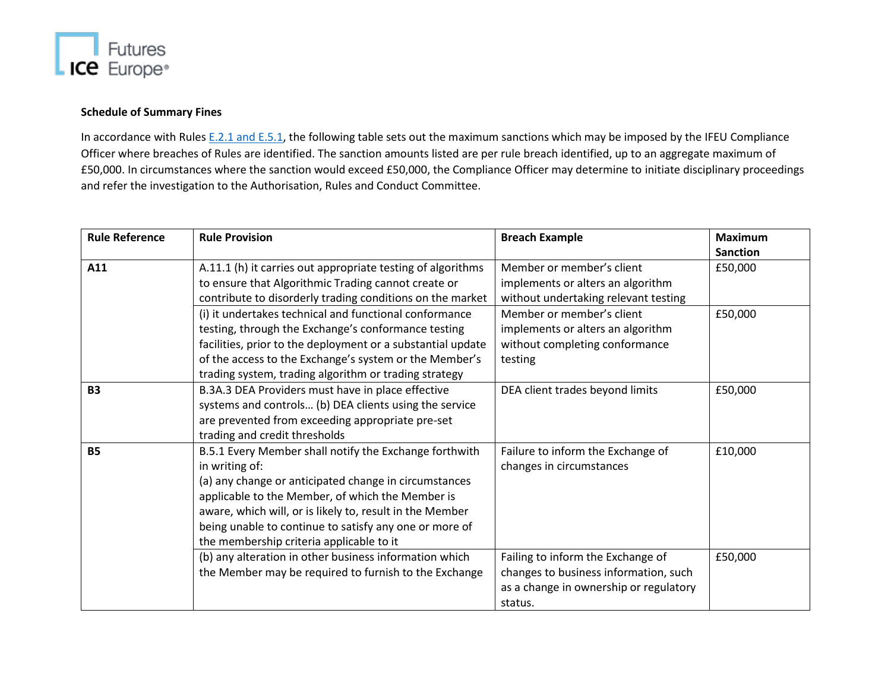**Schedule of Summary Fines**

In accordance with Rules E.2.1 and E.5.1, the following table sets out the maximum sanctions which may be imposed by the IFEU Compliance Officer where breaches of Rules are identified. The sanction amounts listed are per rule breach identified, up to an aggregate maximum of £50,000. In circumstances where the sanction would exceed £50,000, the Compliance Officer may determine to initiate disciplinary proceedings and refer the investigation to the Authorisation, Rules and Conduct Committee.

| Rule Reference | Rule Provision | Breach Example | Maximum Sanction |
|---|---|---|---|
| **A11** | A.11.1 (h) it carries out appropriate testing of algorithms to ensure that Algorithmic Trading cannot create or contribute to disorderly trading conditions on the market | Member or member's client implements or alters an algorithm without undertaking relevant testing | £50,000 |
| | (i) it undertakes technical and functional conformance testing, through the Exchange's conformance testing facilities, prior to the deployment or a substantial update of the access to the Exchange's system or the Member's trading system, trading algorithm or trading strategy | Member or member's client implements or alters an algorithm without completing conformance testing | £50,000 |
| **B3** | B.3A.3 DEA Providers must have in place effective systems and controls… (b) DEA clients using the service are prevented from exceeding appropriate pre-set trading and credit thresholds | DEA client trades beyond limits | £50,000 |
| **B5** | B.5.1 Every Member shall notify the Exchange forthwith in writing of:<br>(a) any change or anticipated change in circumstances applicable to the Member, of which the Member is aware, which will, or is likely to, result in the Member being unable to continue to satisfy any one or more of the membership criteria applicable to it | Failure to inform the Exchange of changes in circumstances | £10,000 |
| | (b) any alteration in other business information which the Member may be required to furnish to the Exchange | Failing to inform the Exchange of changes to business information, such as a change in ownership or regulatory status. | £50,000 |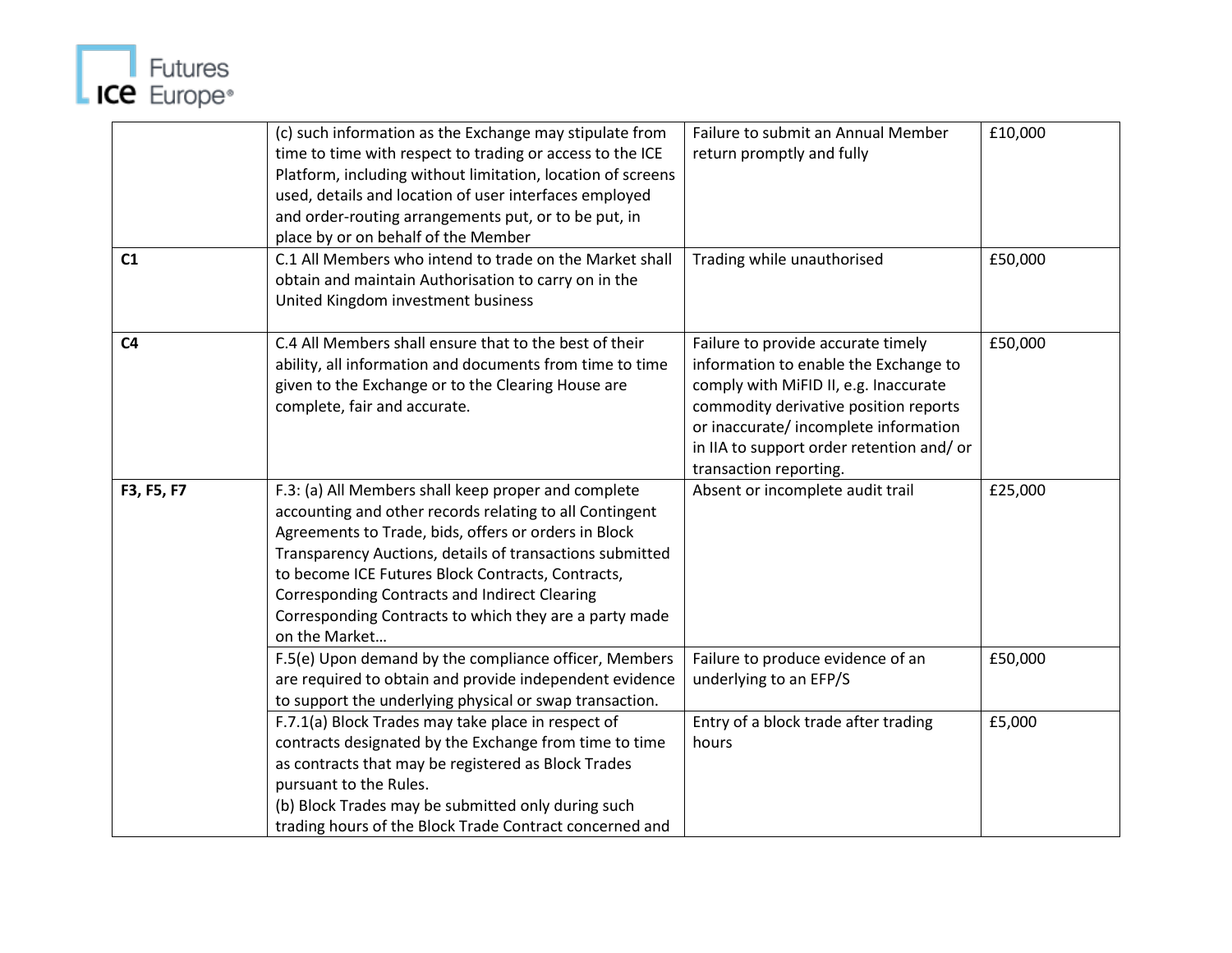| | | | |
|---|---|---|---|
| | (c) such information as the Exchange may stipulate from time to time with respect to trading or access to the ICE Platform, including without limitation, location of screens used, details and location of user interfaces employed and order-routing arrangements put, or to be put, in place by or on behalf of the Member | Failure to submit an Annual Member return promptly and fully | £10,000 |
| **C1** | C.1 All Members who intend to trade on the Market shall obtain and maintain Authorisation to carry on in the United Kingdom investment business | Trading while unauthorised | £50,000 |
| **C4** | C.4 All Members shall ensure that to the best of their ability, all information and documents from time to time given to the Exchange or to the Clearing House are complete, fair and accurate. | Failure to provide accurate timely information to enable the Exchange to comply with MiFID II, e.g. Inaccurate commodity derivative position reports or inaccurate/ incomplete information in IIA to support order retention and/ or transaction reporting. | £50,000 |
| **F3, F5, F7** | F.3: (a) All Members shall keep proper and complete accounting and other records relating to all Contingent Agreements to Trade, bids, offers or orders in Block Transparency Auctions, details of transactions submitted to become ICE Futures Block Contracts, Contracts, Corresponding Contracts and Indirect Clearing Corresponding Contracts to which they are a party made on the Market… | Absent or incomplete audit trail | £25,000 |
| | F.5(e) Upon demand by the compliance officer, Members are required to obtain and provide independent evidence to support the underlying physical or swap transaction. | Failure to produce evidence of an underlying to an EFP/S | £50,000 |
| | F.7.1(a) Block Trades may take place in respect of contracts designated by the Exchange from time to time as contracts that may be registered as Block Trades pursuant to the Rules.<br>(b) Block Trades may be submitted only during such trading hours of the Block Trade Contract concerned and | Entry of a block trade after trading hours | £5,000 |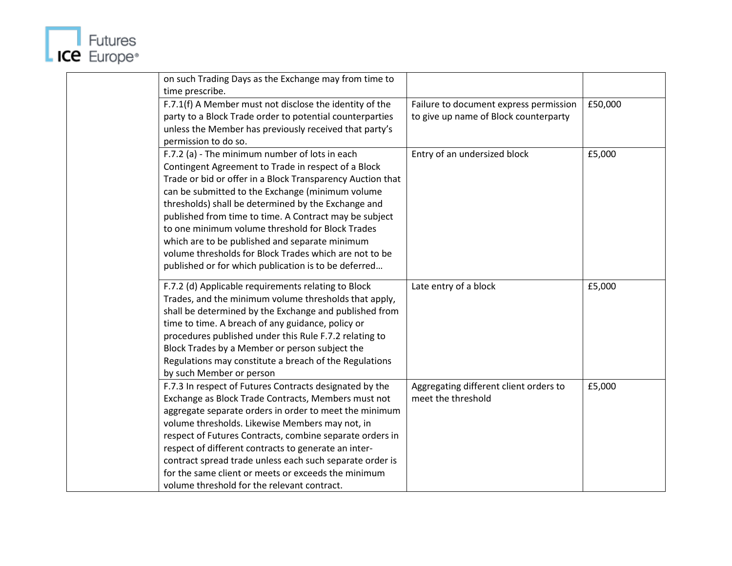| | | | |
|---|---|---|---|
| | on such Trading Days as the Exchange may from time to time prescribe. | | |
| | F.7.1(f) A Member must not disclose the identity of the party to a Block Trade order to potential counterparties unless the Member has previously received that party's permission to do so. | Failure to document express permission to give up name of Block counterparty | £50,000 |
| | F.7.2 (a) - The minimum number of lots in each Contingent Agreement to Trade in respect of a Block Trade or bid or offer in a Block Transparency Auction that can be submitted to the Exchange (minimum volume thresholds) shall be determined by the Exchange and published from time to time. A Contract may be subject to one minimum volume threshold for Block Trades which are to be published and separate minimum volume thresholds for Block Trades which are not to be published or for which publication is to be deferred… | Entry of an undersized block | £5,000 |
| | F.7.2 (d) Applicable requirements relating to Block Trades, and the minimum volume thresholds that apply, shall be determined by the Exchange and published from time to time. A breach of any guidance, policy or procedures published under this Rule F.7.2 relating to Block Trades by a Member or person subject the Regulations may constitute a breach of the Regulations by such Member or person | Late entry of a block | £5,000 |
| | F.7.3 In respect of Futures Contracts designated by the Exchange as Block Trade Contracts, Members must not aggregate separate orders in order to meet the minimum volume thresholds. Likewise Members may not, in respect of Futures Contracts, combine separate orders in respect of different contracts to generate an inter-contract spread trade unless each such separate order is for the same client or meets or exceeds the minimum volume threshold for the relevant contract. | Aggregating different client orders to meet the threshold | £5,000 |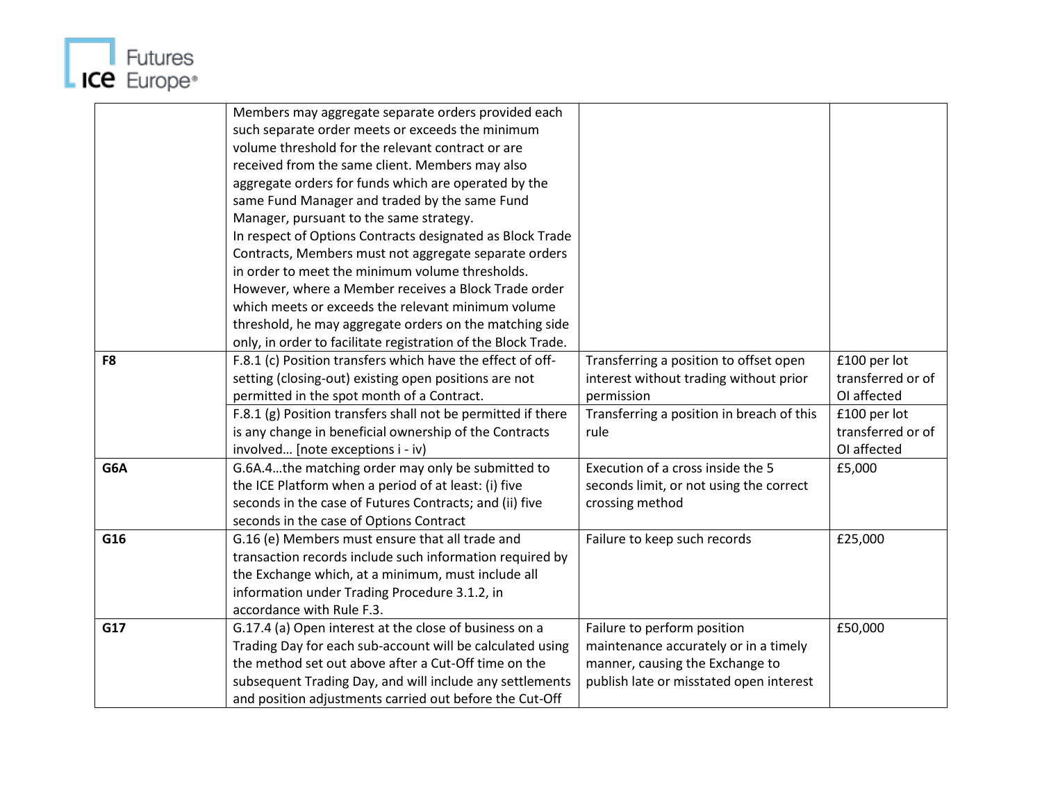| | | | |
|---|---|---|---|
| | Members may aggregate separate orders provided each such separate order meets or exceeds the minimum volume threshold for the relevant contract or are received from the same client. Members may also aggregate orders for funds which are operated by the same Fund Manager and traded by the same Fund Manager, pursuant to the same strategy.<br>In respect of Options Contracts designated as Block Trade Contracts, Members must not aggregate separate orders in order to meet the minimum volume thresholds. However, where a Member receives a Block Trade order which meets or exceeds the relevant minimum volume threshold, he may aggregate orders on the matching side only, in order to facilitate registration of the Block Trade. | | |
| **F8** | F.8.1 (c) Position transfers which have the effect of off-setting (closing-out) existing open positions are not permitted in the spot month of a Contract. | Transferring a position to offset open interest without trading without prior permission | £100 per lot transferred or of OI affected |
| | F.8.1 (g) Position transfers shall not be permitted if there is any change in beneficial ownership of the Contracts involved… [note exceptions i - iv) | Transferring a position in breach of this rule | £100 per lot transferred or of OI affected |
| **G6A** | G.6A.4…the matching order may only be submitted to the ICE Platform when a period of at least: (i) five seconds in the case of Futures Contracts; and (ii) five seconds in the case of Options Contract | Execution of a cross inside the 5 seconds limit, or not using the correct crossing method | £5,000 |
| **G16** | G.16 (e) Members must ensure that all trade and transaction records include such information required by the Exchange which, at a minimum, must include all information under Trading Procedure 3.1.2, in accordance with Rule F.3. | Failure to keep such records | £25,000 |
| **G17** | G.17.4 (a) Open interest at the close of business on a Trading Day for each sub-account will be calculated using the method set out above after a Cut-Off time on the subsequent Trading Day, and will include any settlements and position adjustments carried out before the Cut-Off | Failure to perform position maintenance accurately or in a timely manner, causing the Exchange to publish late or misstated open interest | £50,000 |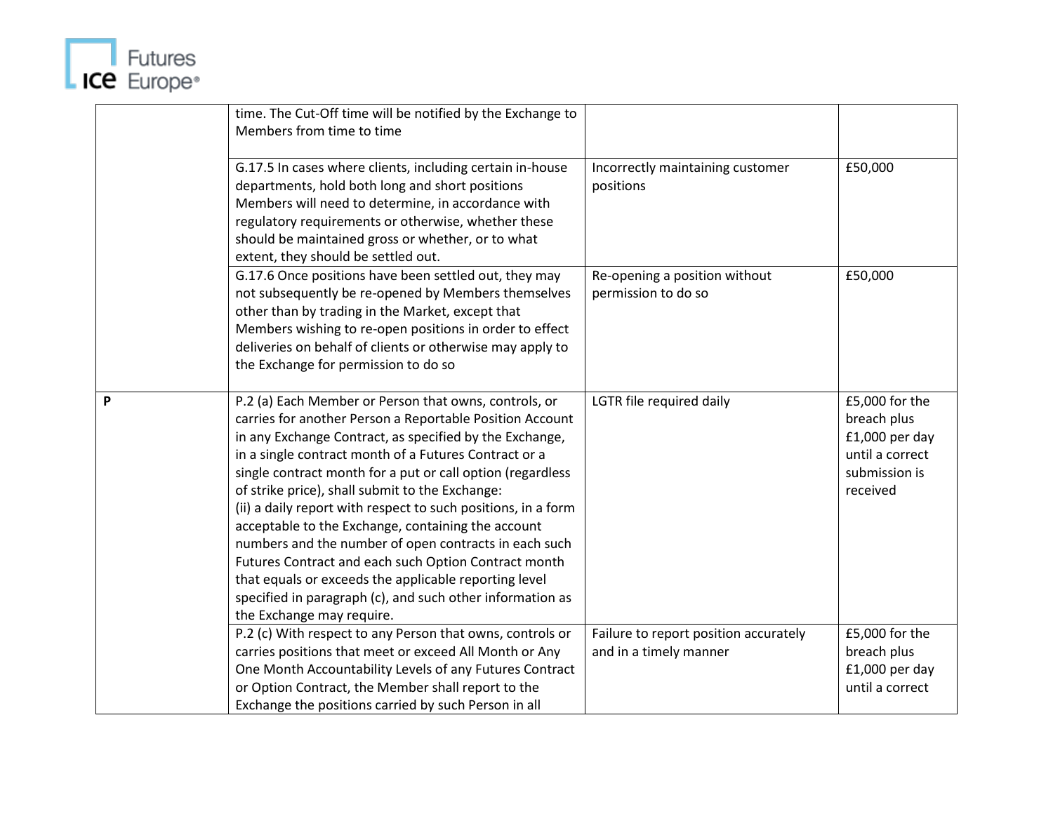| | | | |
|---|---|---|---|
| | time. The Cut-Off time will be notified by the Exchange to Members from time to time | | |
| | G.17.5 In cases where clients, including certain in-house departments, hold both long and short positions Members will need to determine, in accordance with regulatory requirements or otherwise, whether these should be maintained gross or whether, or to what extent, they should be settled out. | Incorrectly maintaining customer positions | £50,000 |
| | G.17.6 Once positions have been settled out, they may not subsequently be re-opened by Members themselves other than by trading in the Market, except that Members wishing to re-open positions in order to effect deliveries on behalf of clients or otherwise may apply to the Exchange for permission to do so | Re-opening a position without permission to do so | £50,000 |
| **P** | P.2 (a) Each Member or Person that owns, controls, or carries for another Person a Reportable Position Account in any Exchange Contract, as specified by the Exchange, in a single contract month of a Futures Contract or a single contract month for a put or call option (regardless of strike price), shall submit to the Exchange:<br>(ii) a daily report with respect to such positions, in a form acceptable to the Exchange, containing the account numbers and the number of open contracts in each such Futures Contract and each such Option Contract month that equals or exceeds the applicable reporting level specified in paragraph (c), and such other information as the Exchange may require. | LGTR file required daily | £5,000 for the breach plus £1,000 per day until a correct submission is received |
| | P.2 (c) With respect to any Person that owns, controls or carries positions that meet or exceed All Month or Any One Month Accountability Levels of any Futures Contract or Option Contract, the Member shall report to the Exchange the positions carried by such Person in all | Failure to report position accurately and in a timely manner | £5,000 for the breach plus £1,000 per day until a correct |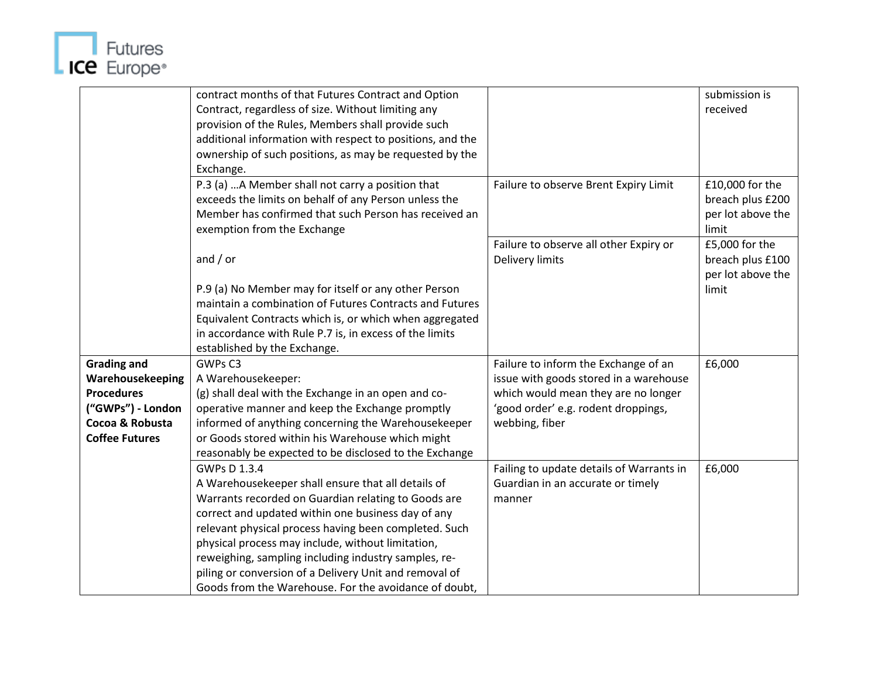| | | | |
|---|---|---|---|
| | contract months of that Futures Contract and Option Contract, regardless of size. Without limiting any provision of the Rules, Members shall provide such additional information with respect to positions, and the ownership of such positions, as may be requested by the Exchange. | | submission is received |
| | P.3 (a) …A Member shall not carry a position that exceeds the limits on behalf of any Person unless the Member has confirmed that such Person has received an exemption from the Exchange<br><br>and / or<br><br>P.9 (a) No Member may for itself or any other Person maintain a combination of Futures Contracts and Futures Equivalent Contracts which is, or which when aggregated in accordance with Rule P.7 is, in excess of the limits established by the Exchange. | Failure to observe Brent Expiry Limit | £10,000 for the breach plus £200 per lot above the limit |
| | | Failure to observe all other Expiry or Delivery limits | £5,000 for the breach plus £100 per lot above the limit |
| **Grading and Warehousekeeping Procedures ("GWPs") - London Cocoa & Robusta Coffee Futures** | GWPs C3<br>A Warehousekeeper:<br>(g) shall deal with the Exchange in an open and co-operative manner and keep the Exchange promptly informed of anything concerning the Warehousekeeper or Goods stored within his Warehouse which might reasonably be expected to be disclosed to the Exchange | Failure to inform the Exchange of an issue with goods stored in a warehouse which would mean they are no longer 'good order' e.g. rodent droppings, webbing, fiber | £6,000 |
| | GWPs D 1.3.4<br>A Warehousekeeper shall ensure that all details of Warrants recorded on Guardian relating to Goods are correct and updated within one business day of any relevant physical process having been completed. Such physical process may include, without limitation, reweighing, sampling including industry samples, re-piling or conversion of a Delivery Unit and removal of Goods from the Warehouse. For the avoidance of doubt, | Failing to update details of Warrants in Guardian in an accurate or timely manner | £6,000 |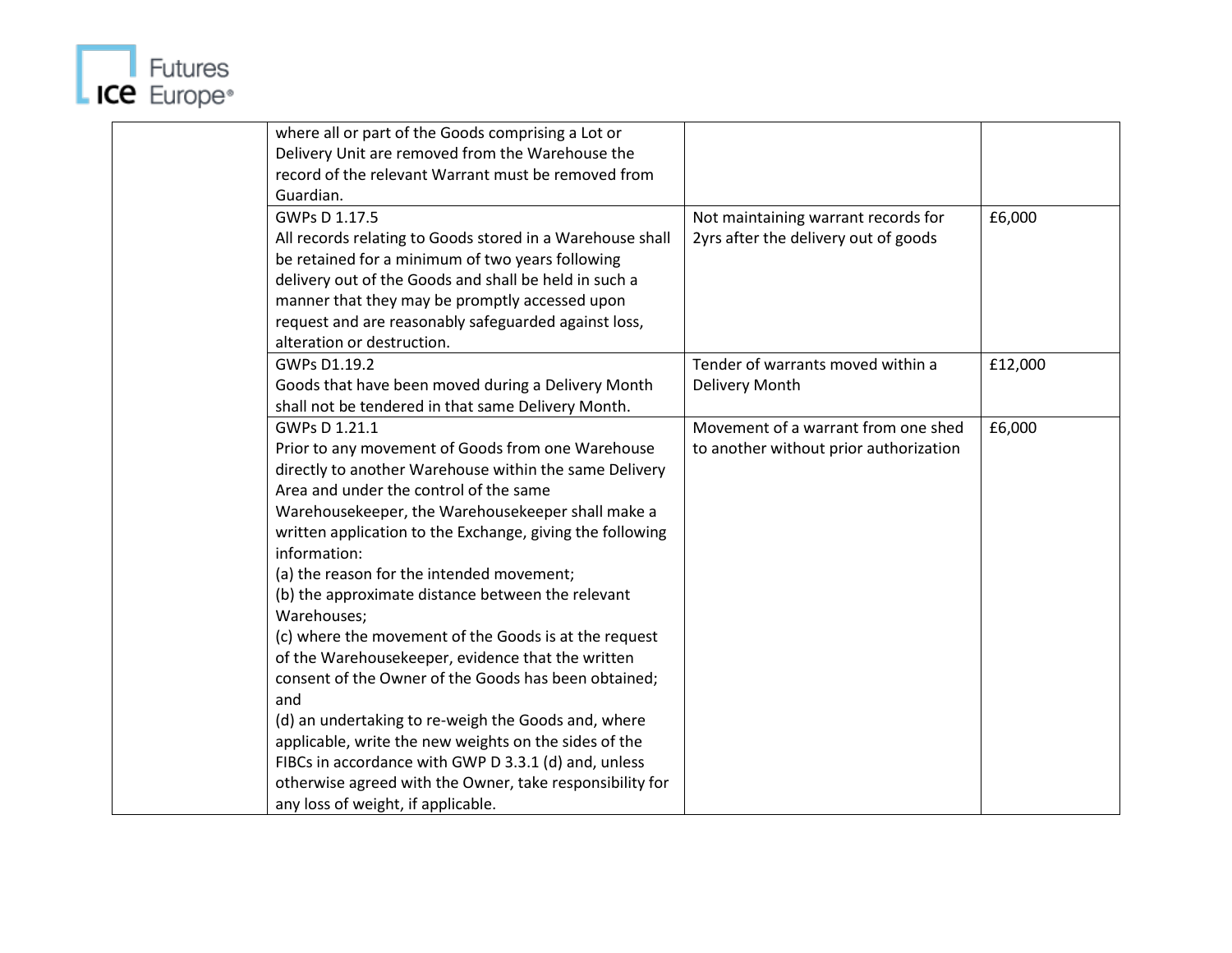| | | | |
|---|---|---|---|
| | where all or part of the Goods comprising a Lot or Delivery Unit are removed from the Warehouse the record of the relevant Warrant must be removed from Guardian. | | |
| | GWPs D 1.17.5<br>All records relating to Goods stored in a Warehouse shall be retained for a minimum of two years following delivery out of the Goods and shall be held in such a manner that they may be promptly accessed upon request and are reasonably safeguarded against loss, alteration or destruction. | Not maintaining warrant records for 2yrs after the delivery out of goods | £6,000 |
| | GWPs D1.19.2<br>Goods that have been moved during a Delivery Month shall not be tendered in that same Delivery Month. | Tender of warrants moved within a Delivery Month | £12,000 |
| | GWPs D 1.21.1<br>Prior to any movement of Goods from one Warehouse directly to another Warehouse within the same Delivery Area and under the control of the same Warehousekeeper, the Warehousekeeper shall make a written application to the Exchange, giving the following information:<br>(a) the reason for the intended movement;<br>(b) the approximate distance between the relevant Warehouses;<br>(c) where the movement of the Goods is at the request of the Warehousekeeper, evidence that the written consent of the Owner of the Goods has been obtained; and<br>(d) an undertaking to re-weigh the Goods and, where applicable, write the new weights on the sides of the FIBCs in accordance with GWP D 3.3.1 (d) and, unless otherwise agreed with the Owner, take responsibility for any loss of weight, if applicable. | Movement of a warrant from one shed to another without prior authorization | £6,000 |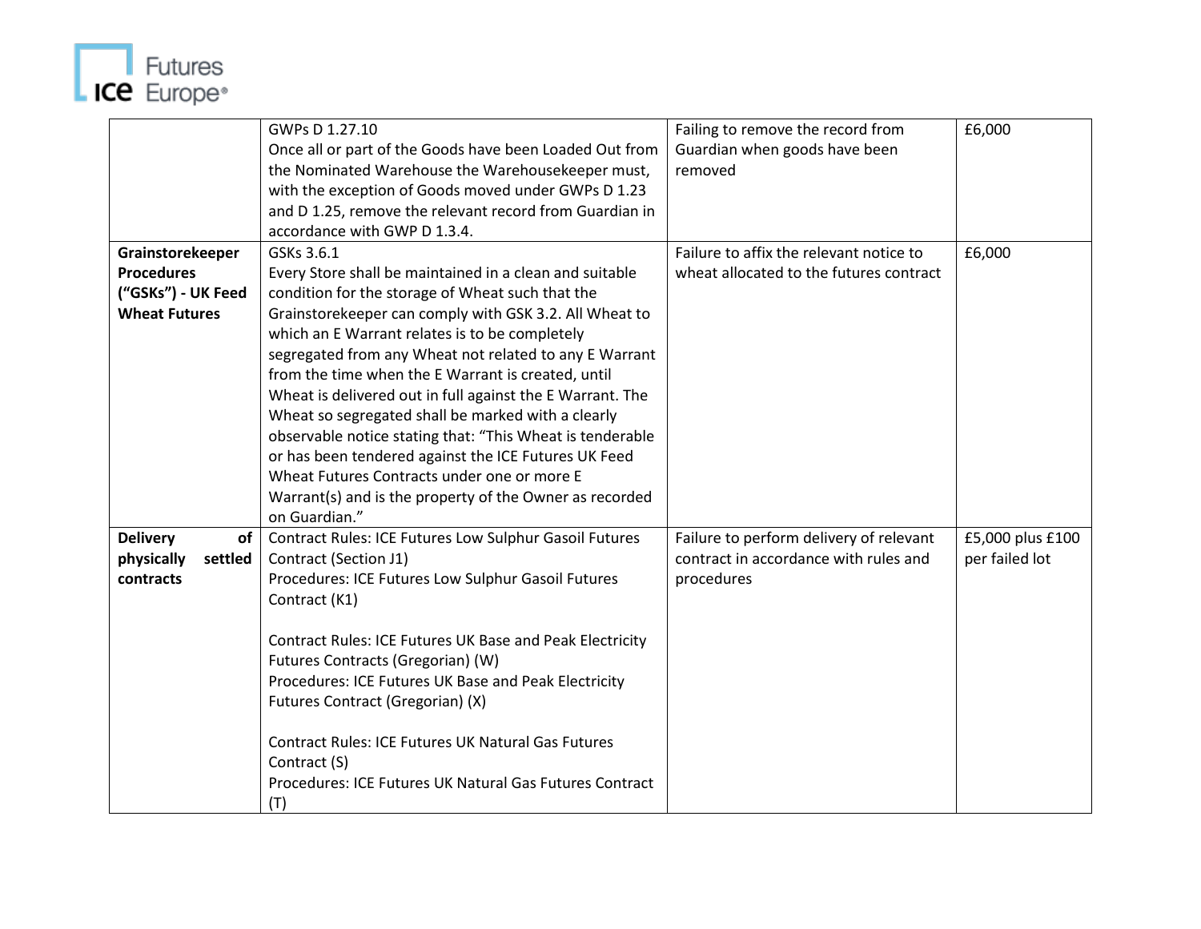| | | | |
|---|---|---|---|
| | GWPs D 1.27.10<br>Once all or part of the Goods have been Loaded Out from the Nominated Warehouse the Warehousekeeper must, with the exception of Goods moved under GWPs D 1.23 and D 1.25, remove the relevant record from Guardian in accordance with GWP D 1.3.4. | Failing to remove the record from Guardian when goods have been removed | £6,000 |
| **Grainstorekeeper Procedures ("GSKs") - UK Feed Wheat Futures** | GSKs 3.6.1<br>Every Store shall be maintained in a clean and suitable condition for the storage of Wheat such that the Grainstorekeeper can comply with GSK 3.2. All Wheat to which an E Warrant relates is to be completely segregated from any Wheat not related to any E Warrant from the time when the E Warrant is created, until Wheat is delivered out in full against the E Warrant. The Wheat so segregated shall be marked with a clearly observable notice stating that: "This Wheat is tenderable or has been tendered against the ICE Futures UK Feed Wheat Futures Contracts under one or more E Warrant(s) and is the property of the Owner as recorded on Guardian." | Failure to affix the relevant notice to wheat allocated to the futures contract | £6,000 |
| **Delivery of physically settled contracts** | Contract Rules: ICE Futures Low Sulphur Gasoil Futures Contract (Section J1)<br>Procedures: ICE Futures Low Sulphur Gasoil Futures Contract (K1)<br><br>Contract Rules: ICE Futures UK Base and Peak Electricity Futures Contracts (Gregorian) (W)<br>Procedures: ICE Futures UK Base and Peak Electricity Futures Contract (Gregorian) (X)<br><br>Contract Rules: ICE Futures UK Natural Gas Futures Contract (S)<br>Procedures: ICE Futures UK Natural Gas Futures Contract (T) | Failure to perform delivery of relevant contract in accordance with rules and procedures | £5,000 plus £100 per failed lot |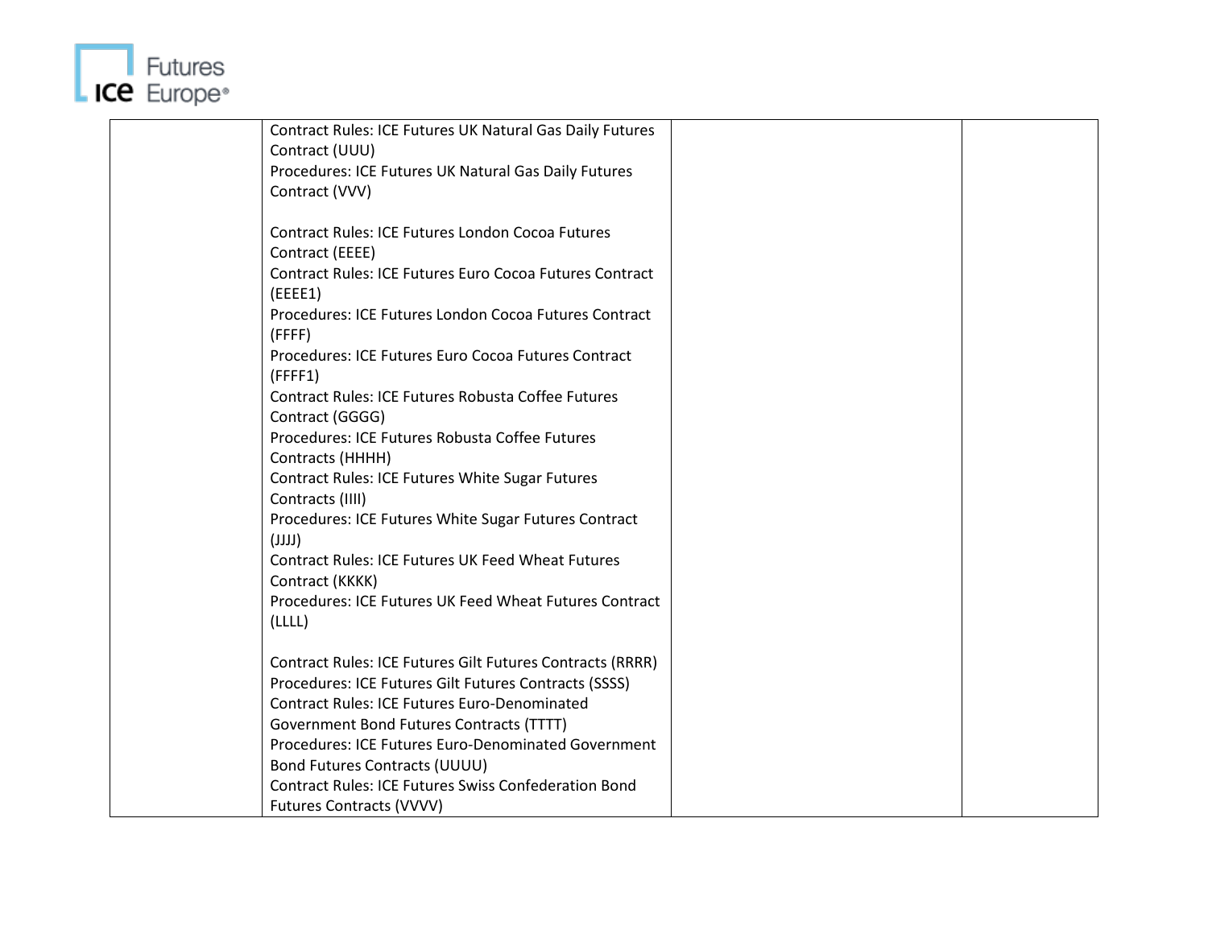| | | | |
|---|---|---|---|
| | Contract Rules: ICE Futures UK Natural Gas Daily Futures Contract (UUU)<br>Procedures: ICE Futures UK Natural Gas Daily Futures Contract (VVV)<br><br>Contract Rules: ICE Futures London Cocoa Futures Contract (EEEE)<br>Contract Rules: ICE Futures Euro Cocoa Futures Contract (EEEE1)<br>Procedures: ICE Futures London Cocoa Futures Contract (FFFF)<br>Procedures: ICE Futures Euro Cocoa Futures Contract (FFFF1)<br>Contract Rules: ICE Futures Robusta Coffee Futures Contract (GGGG)<br>Procedures: ICE Futures Robusta Coffee Futures Contracts (HHHH)<br>Contract Rules: ICE Futures White Sugar Futures Contracts (IIII)<br>Procedures: ICE Futures White Sugar Futures Contract (JJJJ)<br>Contract Rules: ICE Futures UK Feed Wheat Futures Contract (KKKK)<br>Procedures: ICE Futures UK Feed Wheat Futures Contract (LLLL)<br><br>Contract Rules: ICE Futures Gilt Futures Contracts (RRRR)<br>Procedures: ICE Futures Gilt Futures Contracts (SSSS)<br>Contract Rules: ICE Futures Euro-Denominated Government Bond Futures Contracts (TTTT)<br>Procedures: ICE Futures Euro-Denominated Government Bond Futures Contracts (UUUU)<br>Contract Rules: ICE Futures Swiss Confederation Bond Futures Contracts (VVVV) | | |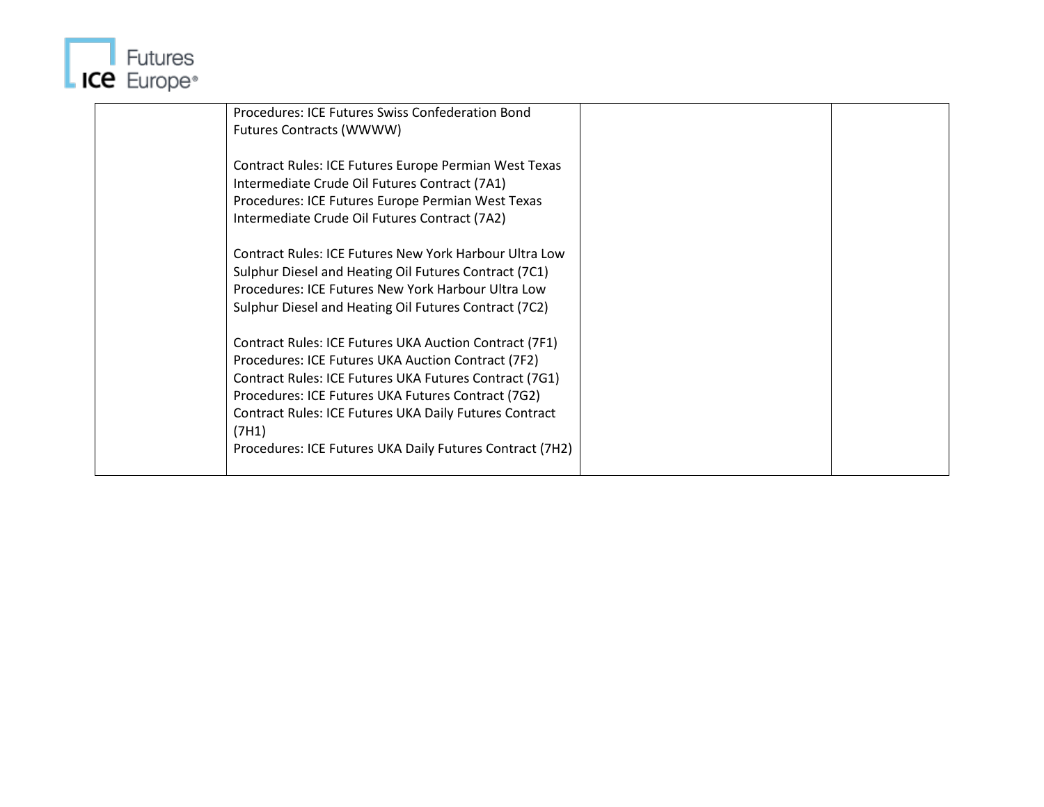| | | | |
|---|---|---|---|
| | Procedures: ICE Futures Swiss Confederation Bond Futures Contracts (WWWW)<br><br>Contract Rules: ICE Futures Europe Permian West Texas Intermediate Crude Oil Futures Contract (7A1)<br>Procedures: ICE Futures Europe Permian West Texas Intermediate Crude Oil Futures Contract (7A2)<br><br>Contract Rules: ICE Futures New York Harbour Ultra Low Sulphur Diesel and Heating Oil Futures Contract (7C1)<br>Procedures: ICE Futures New York Harbour Ultra Low Sulphur Diesel and Heating Oil Futures Contract (7C2)<br><br>Contract Rules: ICE Futures UKA Auction Contract (7F1)<br>Procedures: ICE Futures UKA Auction Contract (7F2)<br>Contract Rules: ICE Futures UKA Futures Contract (7G1)<br>Procedures: ICE Futures UKA Futures Contract (7G2)<br>Contract Rules: ICE Futures UKA Daily Futures Contract (7H1)<br>Procedures: ICE Futures UKA Daily Futures Contract (7H2) | | |